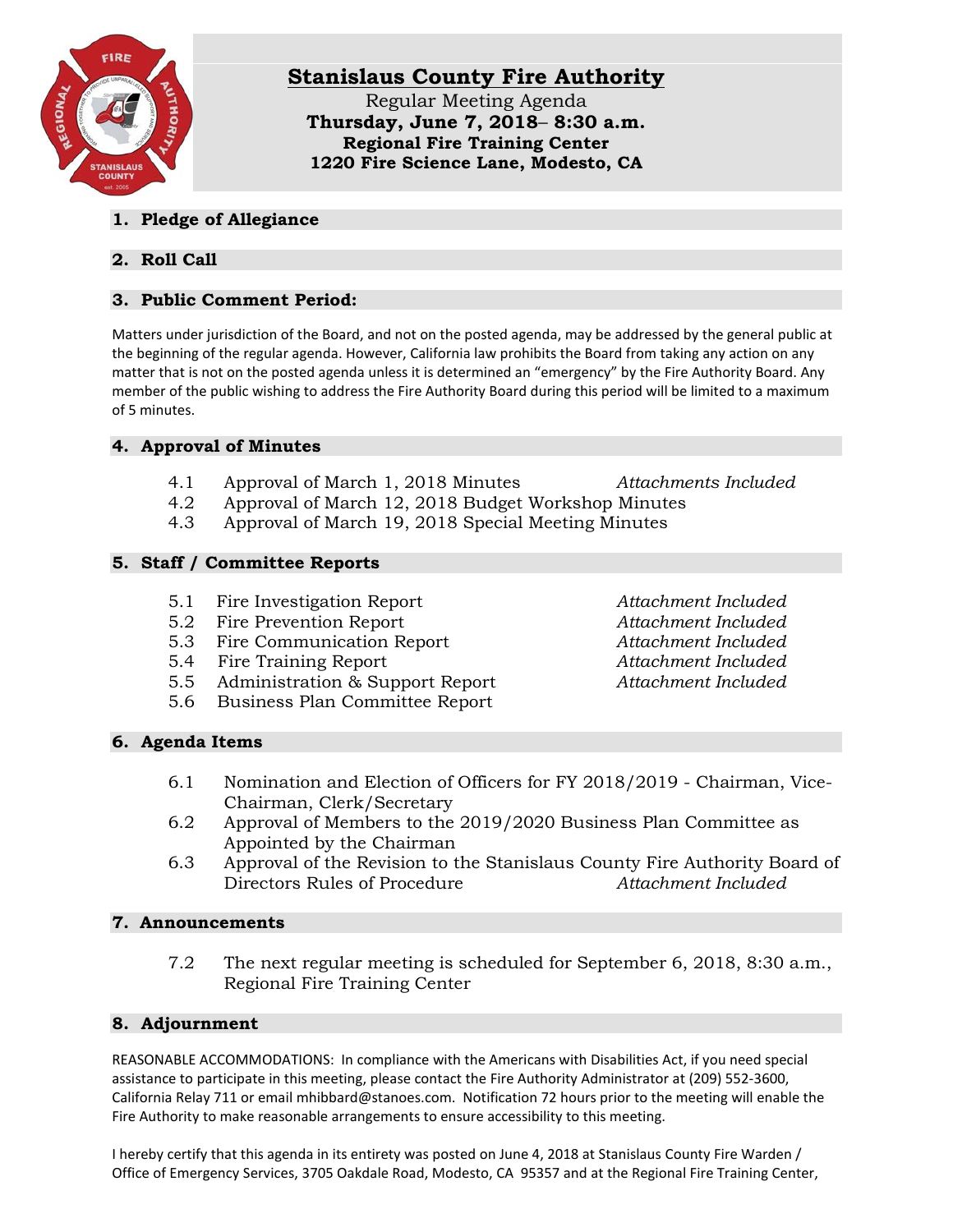# Stanislaus County Fire Authority

Regular Meeting Agenda
**Thursday, June 7, 2018– 8:30 a.m.**
**Regional Fire Training Center**
**1220 Fire Science Lane, Modesto, CA**

## 1. Pledge of Allegiance

## 2. Roll Call

## 3. Public Comment Period:

Matters under jurisdiction of the Board, and not on the posted agenda, may be addressed by the general public at the beginning of the regular agenda. However, California law prohibits the Board from taking any action on any matter that is not on the posted agenda unless it is determined an "emergency" by the Fire Authority Board. Any member of the public wishing to address the Fire Authority Board during this period will be limited to a maximum of 5 minutes.

## 4. Approval of Minutes

4.1 Approval of March 1, 2018 Minutes *Attachments Included*
4.2 Approval of March 12, 2018 Budget Workshop Minutes
4.3 Approval of March 19, 2018 Special Meeting Minutes

## 5. Staff / Committee Reports

5.1 Fire Investigation Report *Attachment Included*
5.2 Fire Prevention Report *Attachment Included*
5.3 Fire Communication Report *Attachment Included*
5.4 Fire Training Report *Attachment Included*
5.5 Administration & Support Report *Attachment Included*
5.6 Business Plan Committee Report

## 6. Agenda Items

6.1 Nomination and Election of Officers for FY 2018/2019 - Chairman, Vice-Chairman, Clerk/Secretary
6.2 Approval of Members to the 2019/2020 Business Plan Committee as Appointed by the Chairman
6.3 Approval of the Revision to the Stanislaus County Fire Authority Board of Directors Rules of Procedure *Attachment Included*

## 7. Announcements

7.2 The next regular meeting is scheduled for September 6, 2018, 8:30 a.m., Regional Fire Training Center

## 8. Adjournment

REASONABLE ACCOMMODATIONS: In compliance with the Americans with Disabilities Act, if you need special assistance to participate in this meeting, please contact the Fire Authority Administrator at (209) 552-3600, California Relay 711 or email mhibbard@stanoes.com. Notification 72 hours prior to the meeting will enable the Fire Authority to make reasonable arrangements to ensure accessibility to this meeting.

I hereby certify that this agenda in its entirety was posted on June 4, 2018 at Stanislaus County Fire Warden / Office of Emergency Services, 3705 Oakdale Road, Modesto, CA 95357 and at the Regional Fire Training Center,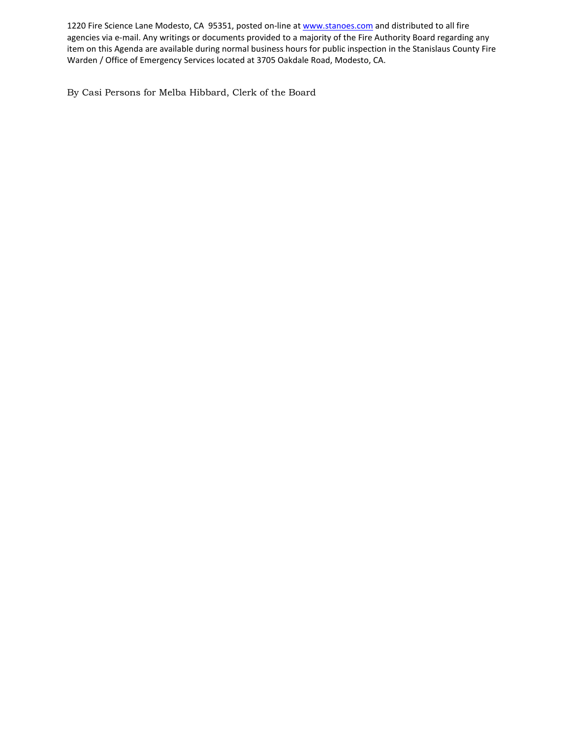1220 Fire Science Lane Modesto, CA 95351, posted on-line at www.stanoes.com and distributed to all fire agencies via e-mail. Any writings or documents provided to a majority of the Fire Authority Board regarding any item on this Agenda are available during normal business hours for public inspection in the Stanislaus County Fire Warden / Office of Emergency Services located at 3705 Oakdale Road, Modesto, CA.

By Casi Persons for Melba Hibbard, Clerk of the Board